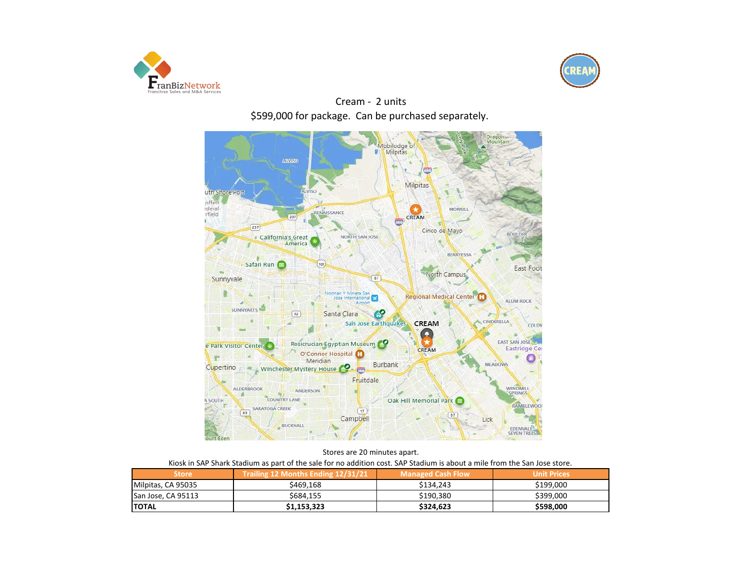Cream - 2 units

$599,000 for package. Can be purchased separately.

Stores are 20 minutes apart.

Kiosk in SAP Shark Stadium as part of the sale for no addition cost. SAP Stadium is about a mile from the San Jose store.

| Store | Trailing 12 Months Ending 12/31/21 | Managed Cash Flow | Unit Prices |
|---|---|---|---|
| Milpitas, CA 95035 | $469,168 | $134,243 | $199,000 |
| San Jose, CA 95113 | $684,155 | $190,380 | $399,000 |
| **TOTAL** | **$1,153,323** | **$324,623** | **$598,000** |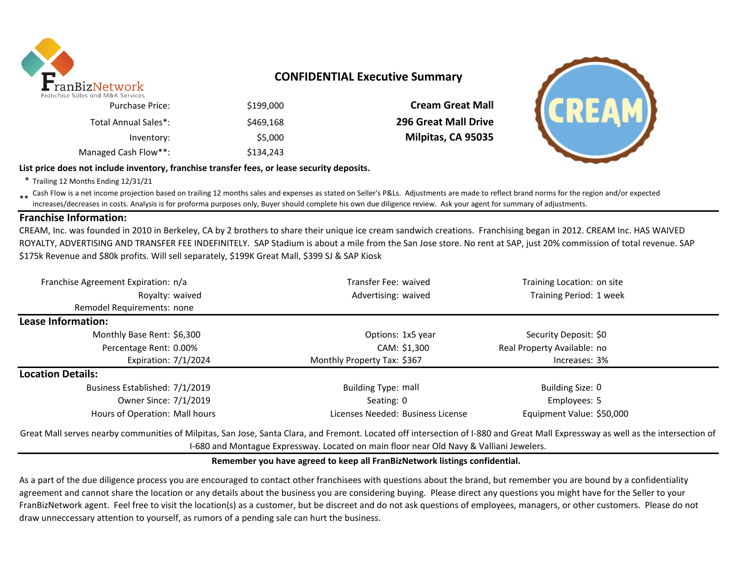FranBizNetwork
Franchise Sales and M&A Services

## CONFIDENTIAL Executive Summary

| | |
|---|---|
| Purchase Price: | $199,000 |
| Total Annual Sales*: | $469,168 |
| Inventory: | $5,000 |
| Managed Cash Flow**: | $134,243 |

**Cream Great Mall**
**296 Great Mall Drive**
**Milpitas, CA 95035**

**List price does not include inventory, franchise transfer fees, or lease security deposits.**

\* Trailing 12 Months Ending 12/31/21

\*\* Cash Flow is a net income projection based on trailing 12 months sales and expenses as stated on Seller's P&Ls. Adjustments are made to reflect brand norms for the region and/or expected increases/decreases in costs. Analysis is for proforma purposes only, Buyer should complete his own due diligence review. Ask your agent for summary of adjustments.

### Franchise Information:

CREAM, Inc. was founded in 2010 in Berkeley, CA by 2 brothers to share their unique ice cream sandwich creations. Franchising began in 2012. CREAM Inc. HAS WAIVED ROYALTY, ADVERTISING AND TRANSFER FEE INDEFINITELY. SAP Stadium is about a mile from the San Jose store. No rent at SAP, just 20% commission of total revenue. SAP $175k Revenue and $80k profits. Will sell separately, $199K Great Mall, $399 SJ & SAP Kiosk

| | | | | | |
|---|---|---|---|---|---|
| Franchise Agreement Expiration: | n/a | Transfer Fee: | waived | Training Location: | on site |
| Royalty: | waived | Advertising: | waived | Training Period: | 1 week |
| Remodel Requirements: | none | | | | |

### Lease Information:

| | | | | | |
|---|---|---|---|---|---|
| Monthly Base Rent: | $6,300 | Options: | 1x5 year | Security Deposit: | $0 |
| Percentage Rent: | 0.00% | CAM: | $1,300 | Real Property Available: | no |
| Expiration: | 7/1/2024 | Monthly Property Tax: | $367 | Increases: | 3% |

### Location Details:

| | | | | | |
|---|---|---|---|---|---|
| Business Established: | 7/1/2019 | Building Type: | mall | Building Size: | 0 |
| Owner Since: | 7/1/2019 | Seating: | 0 | Employees: | 5 |
| Hours of Operation: | Mall hours | Licenses Needed: | Business License | Equipment Value: | $50,000 |

Great Mall serves nearby communities of Milpitas, San Jose, Santa Clara, and Fremont. Located off intersection of I-880 and Great Mall Expressway as well as the intersection of I-680 and Montague Expressway. Located on main floor near Old Navy & Valliani Jewelers.

**Remember you have agreed to keep all FranBizNetwork listings confidential.**

As a part of the due diligence process you are encouraged to contact other franchisees with questions about the brand, but remember you are bound by a confidentiality agreement and cannot share the location or any details about the business you are considering buying. Please direct any questions you might have for the Seller to your FranBizNetwork agent. Feel free to visit the location(s) as a customer, but be discreet and do not ask questions of employees, managers, or other customers. Please do not draw unneccessary attention to yourself, as rumors of a pending sale can hurt the business.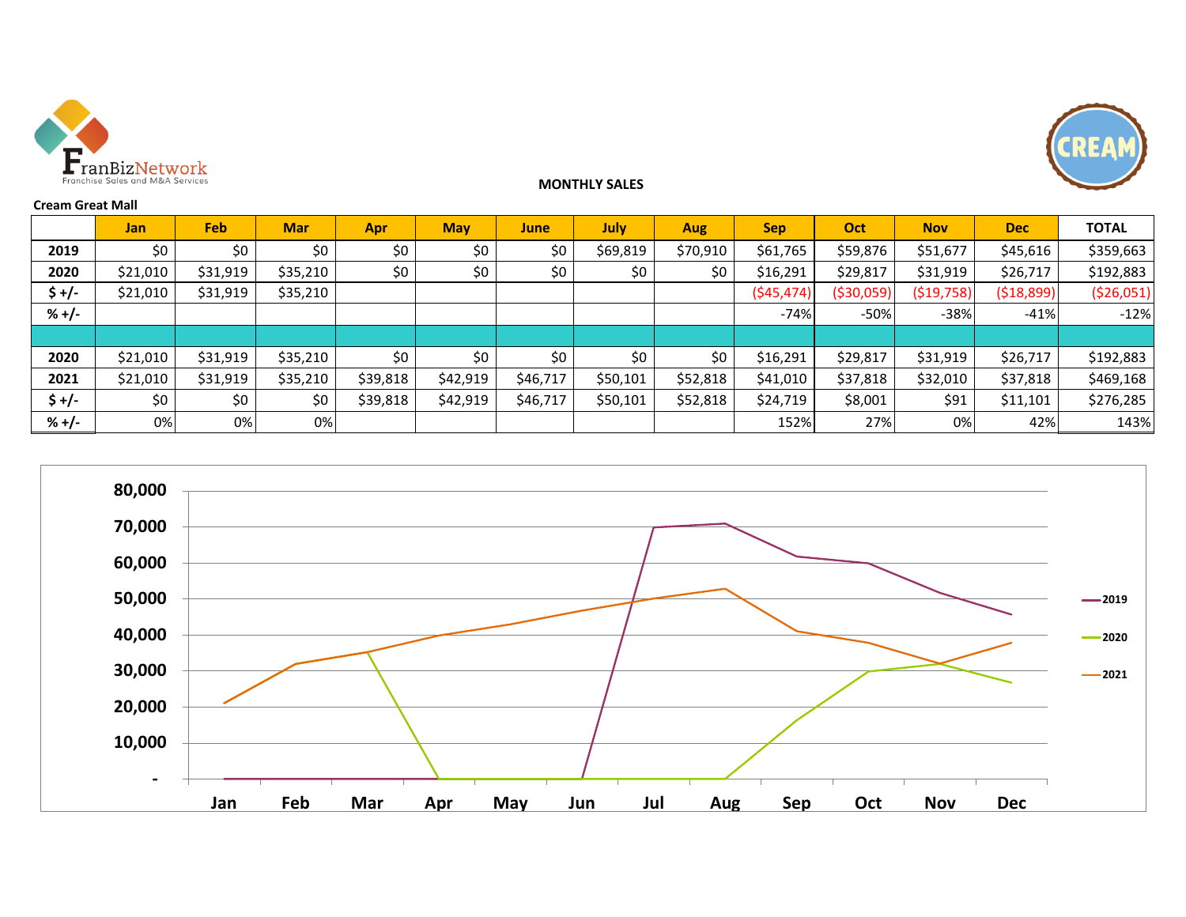**MONTHLY SALES**

**Cream Great Mall**

| | Jan | Feb | Mar | Apr | May | June | July | Aug | Sep | Oct | Nov | Dec | TOTAL |
|---|---|---|---|---|---|---|---|---|---|---|---|---|---|
| **2019** | $0 | $0 | $0 | $0 | $0 | $0 | $69,819 | $70,910 | $61,765 | $59,876 | $51,677 | $45,616 | $359,663 |
| **2020** | $21,010 | $31,919 | $35,210 | $0 | $0 | $0 | $0 | $0 | $16,291 | $29,817 | $31,919 | $26,717 | $192,883 |
| **$ +/-** | $21,010 | $31,919 | $35,210 | | | | | | ($45,474) | ($30,059) | ($19,758) | ($18,899) | ($26,051) |
| **% +/-** | | | | | | | | | -74% | -50% | -38% | -41% | -12% |
| | | | | | | | | | | | | | |
| **2020** | $21,010 | $31,919 | $35,210 | $0 | $0 | $0 | $0 | $0 | $16,291 | $29,817 | $31,919 | $26,717 | $192,883 |
| **2021** | $21,010 | $31,919 | $35,210 | $39,818 | $42,919 | $46,717 | $50,101 | $52,818 | $41,010 | $37,818 | $32,010 | $37,818 | $469,168 |
| **$ +/-** | $0 | $0 | $0 | $39,818 | $42,919 | $46,717 | $50,101 | $52,818 | $24,719 | $8,001 | $91 | $11,101 | $276,285 |
| **% +/-** | 0% | 0% | 0% | | | | | | 152% | 27% | 0% | 42% | 143% |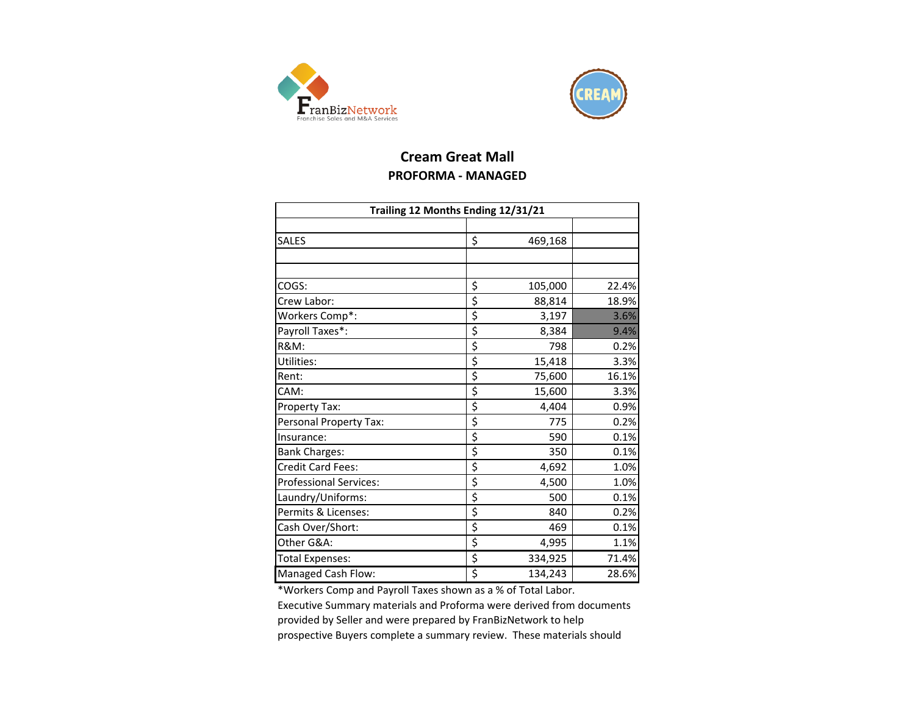# Cream Great Mall

## PROFORMA - MANAGED

| Trailing 12 Months Ending 12/31/21 | | |
|---|---|---|
| | | |
| SALES | $ 469,168 | |
| | | |
| | | |
| COGS: | $ 105,000 | 22.4% |
| Crew Labor: | $ 88,814 | 18.9% |
| Workers Comp*: | $ 3,197 | 3.6% |
| Payroll Taxes*: | $ 8,384 | 9.4% |
| R&M: | $ 798 | 0.2% |
| Utilities: | $ 15,418 | 3.3% |
| Rent: | $ 75,600 | 16.1% |
| CAM: | $ 15,600 | 3.3% |
| Property Tax: | $ 4,404 | 0.9% |
| Personal Property Tax: | $ 775 | 0.2% |
| Insurance: | $ 590 | 0.1% |
| Bank Charges: | $ 350 | 0.1% |
| Credit Card Fees: | $ 4,692 | 1.0% |
| Professional Services: | $ 4,500 | 1.0% |
| Laundry/Uniforms: | $ 500 | 0.1% |
| Permits & Licenses: | $ 840 | 0.2% |
| Cash Over/Short: | $ 469 | 0.1% |
| Other G&A: | $ 4,995 | 1.1% |
| Total Expenses: | $ 334,925 | 71.4% |
| Managed Cash Flow: | $ 134,243 | 28.6% |

*Workers Comp and Payroll Taxes shown as a % of Total Labor.

Executive Summary materials and Proforma were derived from documents provided by Seller and were prepared by FranBizNetwork to help prospective Buyers complete a summary review. These materials should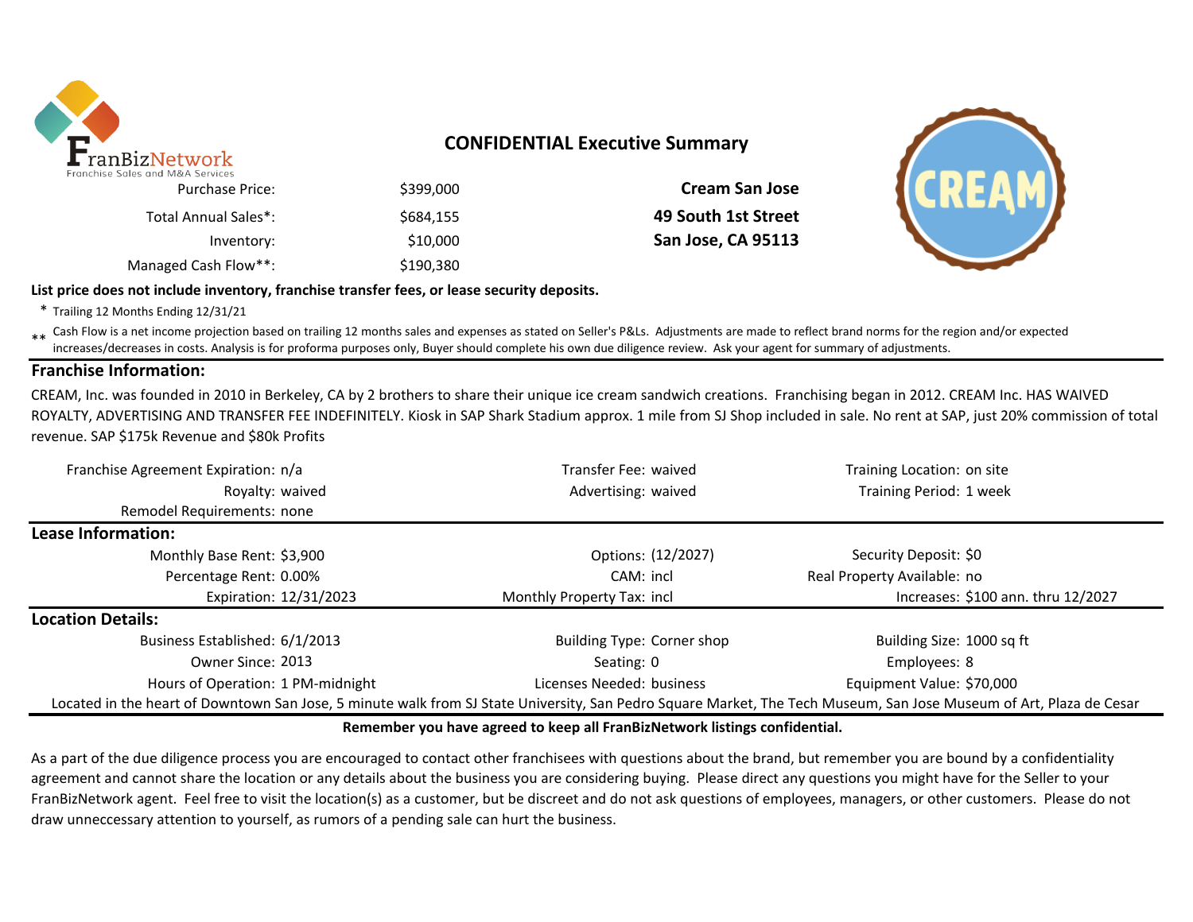## CONFIDENTIAL Executive Summary

| | |
|---|---|
| Purchase Price: | $399,000 |
| Total Annual Sales*: | $684,155 |
| Inventory: | $10,000 |
| Managed Cash Flow**: | $190,380 |

**Cream San Jose**
**49 South 1st Street**
**San Jose, CA 95113**

**List price does not include inventory, franchise transfer fees, or lease security deposits.**

\* Trailing 12 Months Ending 12/31/21

\*\* Cash Flow is a net income projection based on trailing 12 months sales and expenses as stated on Seller's P&Ls. Adjustments are made to reflect brand norms for the region and/or expected increases/decreases in costs. Analysis is for proforma purposes only, Buyer should complete his own due diligence review. Ask your agent for summary of adjustments.

### Franchise Information:

CREAM, Inc. was founded in 2010 in Berkeley, CA by 2 brothers to share their unique ice cream sandwich creations. Franchising began in 2012. CREAM Inc. HAS WAIVED ROYALTY, ADVERTISING AND TRANSFER FEE INDEFINITELY. Kiosk in SAP Shark Stadium approx. 1 mile from SJ Shop included in sale. No rent at SAP, just 20% commission of total revenue. SAP $175k Revenue and $80k Profits

| | | | | | |
|---|---|---|---|---|---|
| Franchise Agreement Expiration: | n/a | Transfer Fee: | waived | Training Location: | on site |
| Royalty: | waived | Advertising: | waived | Training Period: | 1 week |
| Remodel Requirements: | none | | | | |

### Lease Information:

| | | | | | |
|---|---|---|---|---|---|
| Monthly Base Rent: | $3,900 | Options: | (12/2027) | Security Deposit: | $0 |
| Percentage Rent: | 0.00% | CAM: | incl | Real Property Available: | no |
| Expiration: | 12/31/2023 | Monthly Property Tax: | incl | Increases: | $100 ann. thru 12/2027 |

### Location Details:

| | | | | | |
|---|---|---|---|---|---|
| Business Established: | 6/1/2013 | Building Type: | Corner shop | Building Size: | 1000 sq ft |
| Owner Since: | 2013 | Seating: | 0 | Employees: | 8 |
| Hours of Operation: | 1 PM-midnight | Licenses Needed: | business | Equipment Value: | $70,000 |

Located in the heart of Downtown San Jose, 5 minute walk from SJ State University, San Pedro Square Market, The Tech Museum, San Jose Museum of Art, Plaza de Cesar

**Remember you have agreed to keep all FranBizNetwork listings confidential.**

As a part of the due diligence process you are encouraged to contact other franchisees with questions about the brand, but remember you are bound by a confidentiality agreement and cannot share the location or any details about the business you are considering buying. Please direct any questions you might have for the Seller to your FranBizNetwork agent. Feel free to visit the location(s) as a customer, but be discreet and do not ask questions of employees, managers, or other customers. Please do not draw unneccessary attention to yourself, as rumors of a pending sale can hurt the business.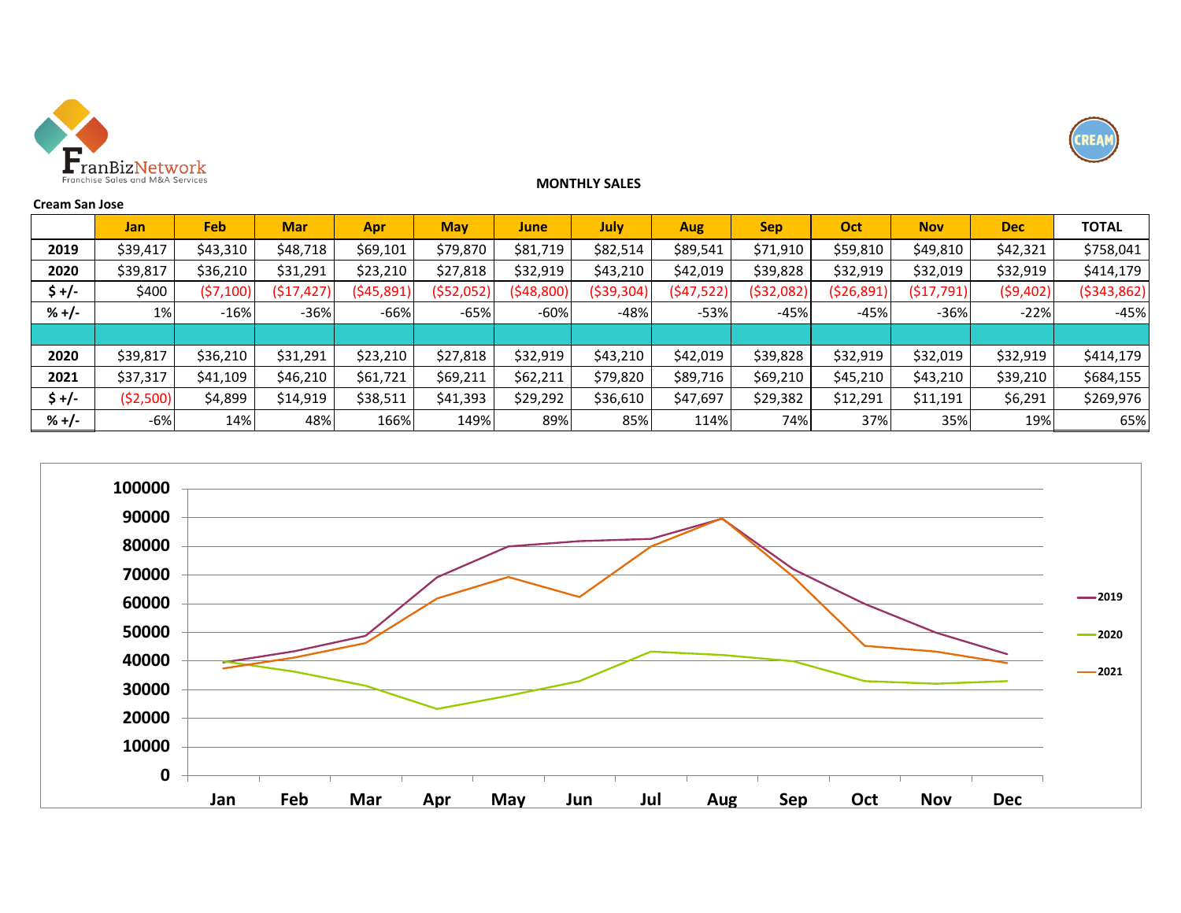FranBizNetwork
Franchise Sales and M&A Services

CREAM

## MONTHLY SALES

**Cream San Jose**

| | Jan | Feb | Mar | Apr | May | June | July | Aug | Sep | Oct | Nov | Dec | TOTAL |
|---|---|---|---|---|---|---|---|---|---|---|---|---|---|
| **2019** | $39,417 | $43,310 | $48,718 | $69,101 | $79,870 | $81,719 | $82,514 | $89,541 | $71,910 | $59,810 | $49,810 | $42,321 | $758,041 |
| **2020** | $39,817 | $36,210 | $31,291 | $23,210 | $27,818 | $32,919 | $43,210 | $42,019 | $39,828 | $32,919 | $32,019 | $32,919 | $414,179 |
| **$ +/-** | $400 | ($7,100) | ($17,427) | ($45,891) | ($52,052) | ($48,800) | ($39,304) | ($47,522) | ($32,082) | ($26,891) | ($17,791) | ($9,402) | ($343,862) |
| **% +/-** | 1% | -16% | -36% | -66% | -65% | -60% | -48% | -53% | -45% | -45% | -36% | -22% | -45% |
| | | | | | | | | | | | | | |
| **2020** | $39,817 | $36,210 | $31,291 | $23,210 | $27,818 | $32,919 | $43,210 | $42,019 | $39,828 | $32,919 | $32,019 | $32,919 | $414,179 |
| **2021** | $37,317 | $41,109 | $46,210 | $61,721 | $69,211 | $62,211 | $79,820 | $89,716 | $69,210 | $45,210 | $43,210 | $39,210 | $684,155 |
| **$ +/-** | ($2,500) | $4,899 | $14,919 | $38,511 | $41,393 | $29,292 | $36,610 | $47,697 | $29,382 | $12,291 | $11,191 | $6,291 | $269,976 |
| **% +/-** | -6% | 14% | 48% | 166% | 149% | 89% | 85% | 114% | 74% | 37% | 35% | 19% | 65% |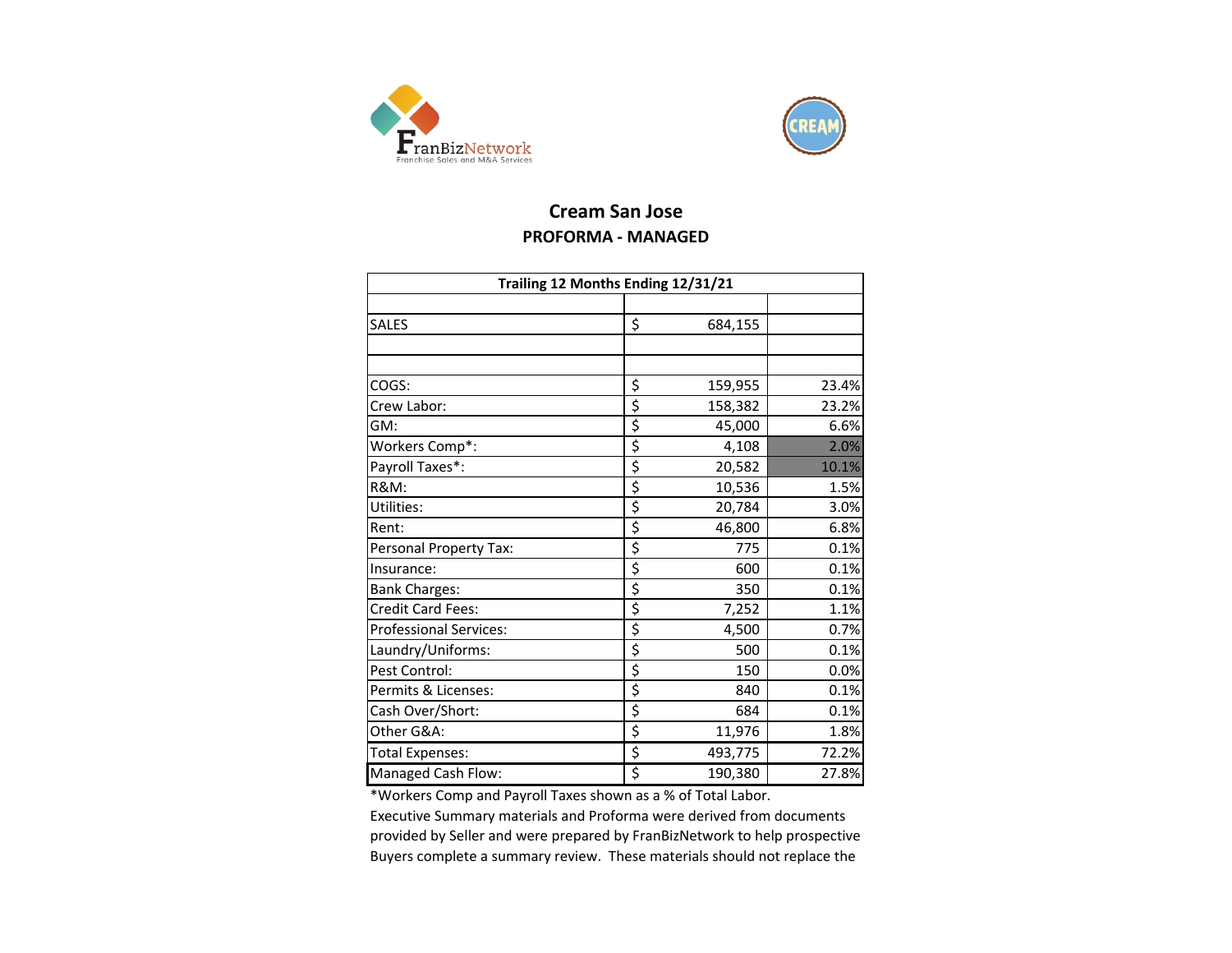FranBizNetwork
Franchise Sales and M&A Services

CREAM

## Cream San Jose

### PROFORMA - MANAGED

| Trailing 12 Months Ending 12/31/21 | | |
|---|---|---|
| | | |
| SALES | $ 684,155 | |
| | | |
| | | |
| COGS: | $ 159,955 | 23.4% |
| Crew Labor: | $ 158,382 | 23.2% |
| GM: | $ 45,000 | 6.6% |
| Workers Comp*: | $ 4,108 | 2.0% |
| Payroll Taxes*: | $ 20,582 | 10.1% |
| R&M: | $ 10,536 | 1.5% |
| Utilities: | $ 20,784 | 3.0% |
| Rent: | $ 46,800 | 6.8% |
| Personal Property Tax: | $ 775 | 0.1% |
| Insurance: | $ 600 | 0.1% |
| Bank Charges: | $ 350 | 0.1% |
| Credit Card Fees: | $ 7,252 | 1.1% |
| Professional Services: | $ 4,500 | 0.7% |
| Laundry/Uniforms: | $ 500 | 0.1% |
| Pest Control: | $ 150 | 0.0% |
| Permits & Licenses: | $ 840 | 0.1% |
| Cash Over/Short: | $ 684 | 0.1% |
| Other G&A: | $ 11,976 | 1.8% |
| Total Expenses: | $ 493,775 | 72.2% |
| Managed Cash Flow: | $ 190,380 | 27.8% |

*Workers Comp and Payroll Taxes shown as a % of Total Labor.

Executive Summary materials and Proforma were derived from documents provided by Seller and were prepared by FranBizNetwork to help prospective Buyers complete a summary review. These materials should not replace the